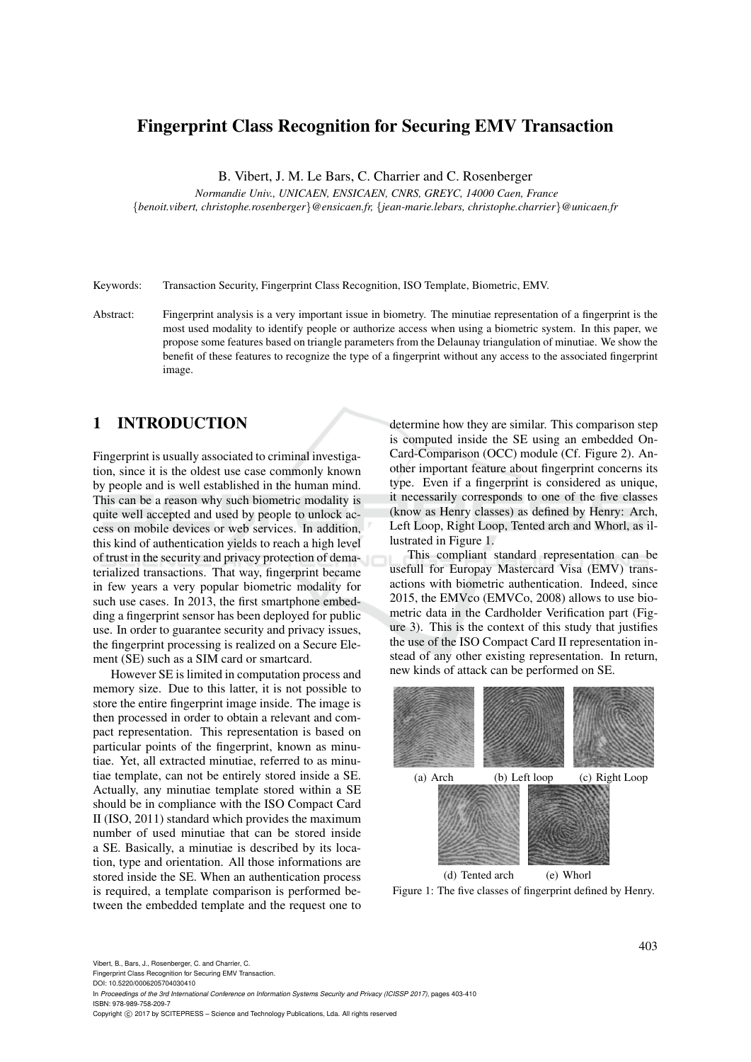# Fingerprint Class Recognition for Securing EMV Transaction

B. Vibert, J. M. Le Bars, C. Charrier and C. Rosenberger

*Normandie Univ., UNICAEN, ENSICAEN, CNRS, GREYC, 14000 Caen, France*
*{benoit.vibert, christophe.rosenberger}@ensicaen.fr, {jean-marie.lebars, christophe.charrier}@unicaen.fr*

Keywords: Transaction Security, Fingerprint Class Recognition, ISO Template, Biometric, EMV.

Abstract: Fingerprint analysis is a very important issue in biometry. The minutiae representation of a fingerprint is the most used modality to identify people or authorize access when using a biometric system. In this paper, we propose some features based on triangle parameters from the Delaunay triangulation of minutiae. We show the benefit of these features to recognize the type of a fingerprint without any access to the associated fingerprint image.

## 1 INTRODUCTION

Fingerprint is usually associated to criminal investigation, since it is the oldest use case commonly known by people and is well established in the human mind. This can be a reason why such biometric modality is quite well accepted and used by people to unlock access on mobile devices or web services. In addition, this kind of authentication yields to reach a high level of trust in the security and privacy protection of dematerialized transactions. That way, fingerprint became in few years a very popular biometric modality for such use cases. In 2013, the first smartphone embedding a fingerprint sensor has been deployed for public use. In order to guarantee security and privacy issues, the fingerprint processing is realized on a Secure Element (SE) such as a SIM card or smartcard.

However SE is limited in computation process and memory size. Due to this latter, it is not possible to store the entire fingerprint image inside. The image is then processed in order to obtain a relevant and compact representation. This representation is based on particular points of the fingerprint, known as minutiae. Yet, all extracted minutiae, referred to as minutiae template, can not be entirely stored inside a SE. Actually, any minutiae template stored within a SE should be in compliance with the ISO Compact Card II (ISO, 2011) standard which provides the maximum number of used minutiae that can be stored inside a SE. Basically, a minutiae is described by its location, type and orientation. All those informations are stored inside the SE. When an authentication process is required, a template comparison is performed between the embedded template and the request one to determine how they are similar. This comparison step is computed inside the SE using an embedded On-Card-Comparison (OCC) module (Cf. Figure 2). Another important feature about fingerprint concerns its type. Even if a fingerprint is considered as unique, it necessarily corresponds to one of the five classes (know as Henry classes) as defined by Henry: Arch, Left Loop, Right Loop, Tented arch and Whorl, as illustrated in Figure 1.

This compliant standard representation can be usefull for Europay Mastercard Visa (EMV) transactions with biometric authentication. Indeed, since 2015, the EMVco (EMVCo, 2008) allows to use biometric data in the Cardholder Verification part (Figure 3). This is the context of this study that justifies the use of the ISO Compact Card II representation instead of any other existing representation. In return, new kinds of attack can be performed on SE.

(a) Arch (b) Left loop (c) Right Loop

(d) Tented arch (e) Whorl

Figure 1: The five classes of fingerprint defined by Henry.

Vibert, B., Bars, J., Rosenberger, C. and Charrier, C.
Fingerprint Class Recognition for Securing EMV Transaction.
DOI: 10.5220/0006205704030410
In *Proceedings of the 3rd International Conference on Information Systems Security and Privacy (ICISSP 2017)*, pages 403-410
ISBN: 978-989-758-209-7
Copyright © 2017 by SCITEPRESS – Science and Technology Publications, Lda. All rights reserved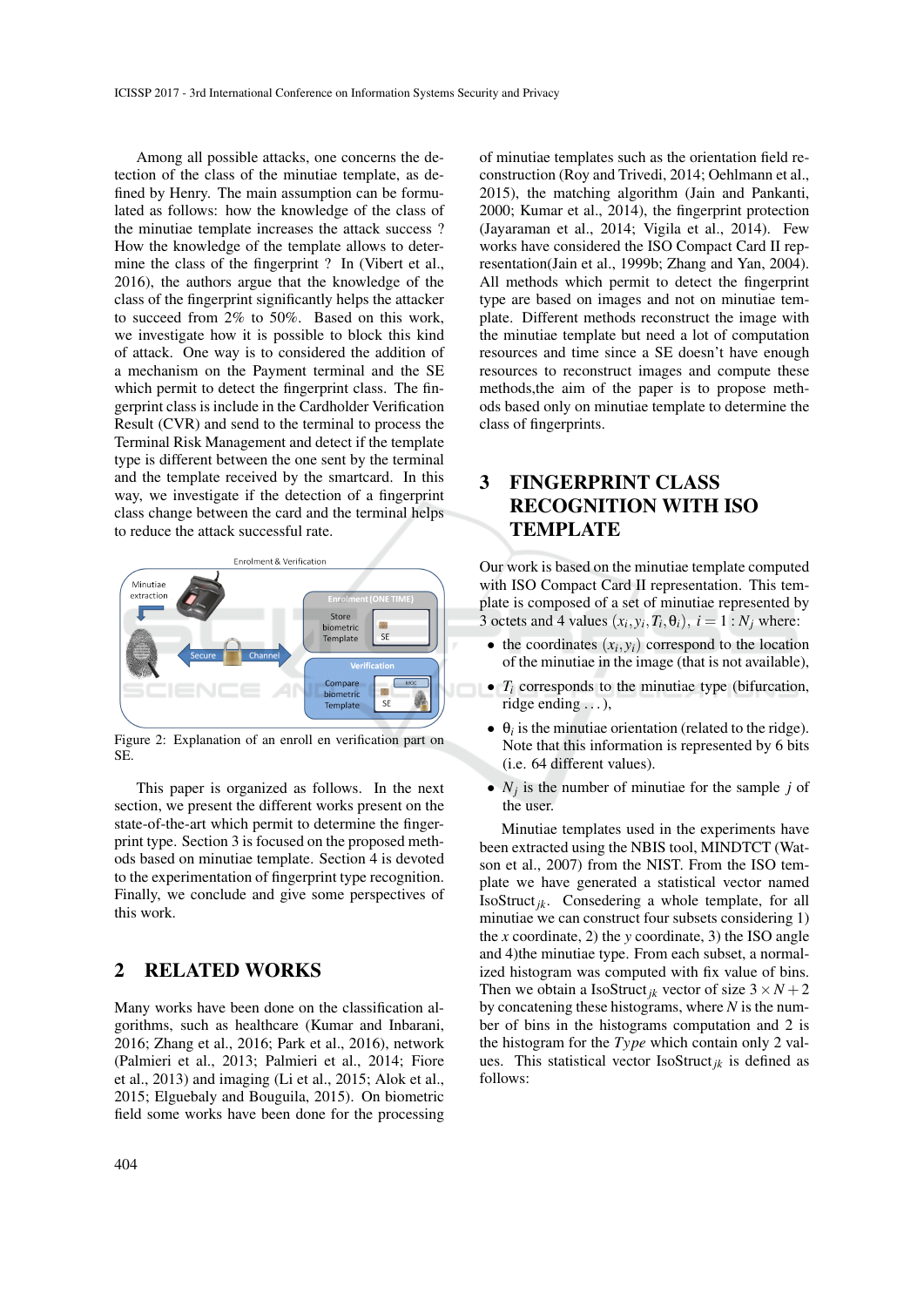Among all possible attacks, one concerns the detection of the class of the minutiae template, as defined by Henry. The main assumption can be formulated as follows: how the knowledge of the class of the minutiae template increases the attack success ? How the knowledge of the template allows to determine the class of the fingerprint ? In (Vibert et al., 2016), the authors argue that the knowledge of the class of the fingerprint significantly helps the attacker to succeed from 2% to 50%. Based on this work, we investigate how it is possible to block this kind of attack. One way is to considered the addition of a mechanism on the Payment terminal and the SE which permit to detect the fingerprint class. The fingerprint class is include in the Cardholder Verification Result (CVR) and send to the terminal to process the Terminal Risk Management and detect if the template type is different between the one sent by the terminal and the template received by the smartcard. In this way, we investigate if the detection of a fingerprint class change between the card and the terminal helps to reduce the attack successful rate.

Enrolment & Verification

Minutiae extraction

Enrolment (ONE TIME)

Store biometric Template

SE

Secure Channel

Verification

Compare biometric Template

MOC

SE

Figure 2: Explanation of an enroll en verification part on SE.

This paper is organized as follows. In the next section, we present the different works present on the state-of-the-art which permit to determine the fingerprint type. Section 3 is focused on the proposed methods based on minutiae template. Section 4 is devoted to the experimentation of fingerprint type recognition. Finally, we conclude and give some perspectives of this work.

## 2 RELATED WORKS

Many works have been done on the classification algorithms, such as healthcare (Kumar and Inbarani, 2016; Zhang et al., 2016; Park et al., 2016), network (Palmieri et al., 2013; Palmieri et al., 2014; Fiore et al., 2013) and imaging (Li et al., 2015; Alok et al., 2015; Elguebaly and Bouguila, 2015). On biometric field some works have been done for the processing of minutiae templates such as the orientation field reconstruction (Roy and Trivedi, 2014; Oehlmann et al., 2015), the matching algorithm (Jain and Pankanti, 2000; Kumar et al., 2014), the fingerprint protection (Jayaraman et al., 2014; Vigila et al., 2014). Few works have considered the ISO Compact Card II representation(Jain et al., 1999b; Zhang and Yan, 2004). All methods which permit to detect the fingerprint type are based on images and not on minutiae template. Different methods reconstruct the image with the minutiae template but need a lot of computation resources and time since a SE doesn't have enough resources to reconstruct images and compute these methods,the aim of the paper is to propose methods based only on minutiae template to determine the class of fingerprints.

## 3 FINGERPRINT CLASS RECOGNITION WITH ISO TEMPLATE

Our work is based on the minutiae template computed with ISO Compact Card II representation. This template is composed of a set of minutiae represented by 3 octets and 4 values $(x_i, y_i, T_i, \theta_i)$, $i = 1 : N_j$ where:

- the coordinates $(x_i, y_i)$ correspond to the location of the minutiae in the image (that is not available),
- $T_i$ corresponds to the minutiae type (bifurcation, ridge ending ...),
- $\theta_i$ is the minutiae orientation (related to the ridge). Note that this information is represented by 6 bits (i.e. 64 different values).
- $N_j$ is the number of minutiae for the sample $j$ of the user.

Minutiae templates used in the experiments have been extracted using the NBIS tool, MINDTCT (Watson et al., 2007) from the NIST. From the ISO template we have generated a statistical vector named $\text{IsoStruct}_{jk}$. Consedering a whole template, for all minutiae we can construct four subsets considering 1) the $x$ coordinate, 2) the $y$ coordinate, 3) the ISO angle and 4)the minutiae type. From each subset, a normalized histogram was computed with fix value of bins. Then we obtain a $\text{IsoStruct}_{jk}$ vector of size $3 \times N + 2$ by concatening these histograms, where $N$ is the number of bins in the histograms computation and 2 is the histogram for the $Type$ which contain only 2 values. This statistical vector $\text{IsoStruct}_{jk}$ is defined as follows: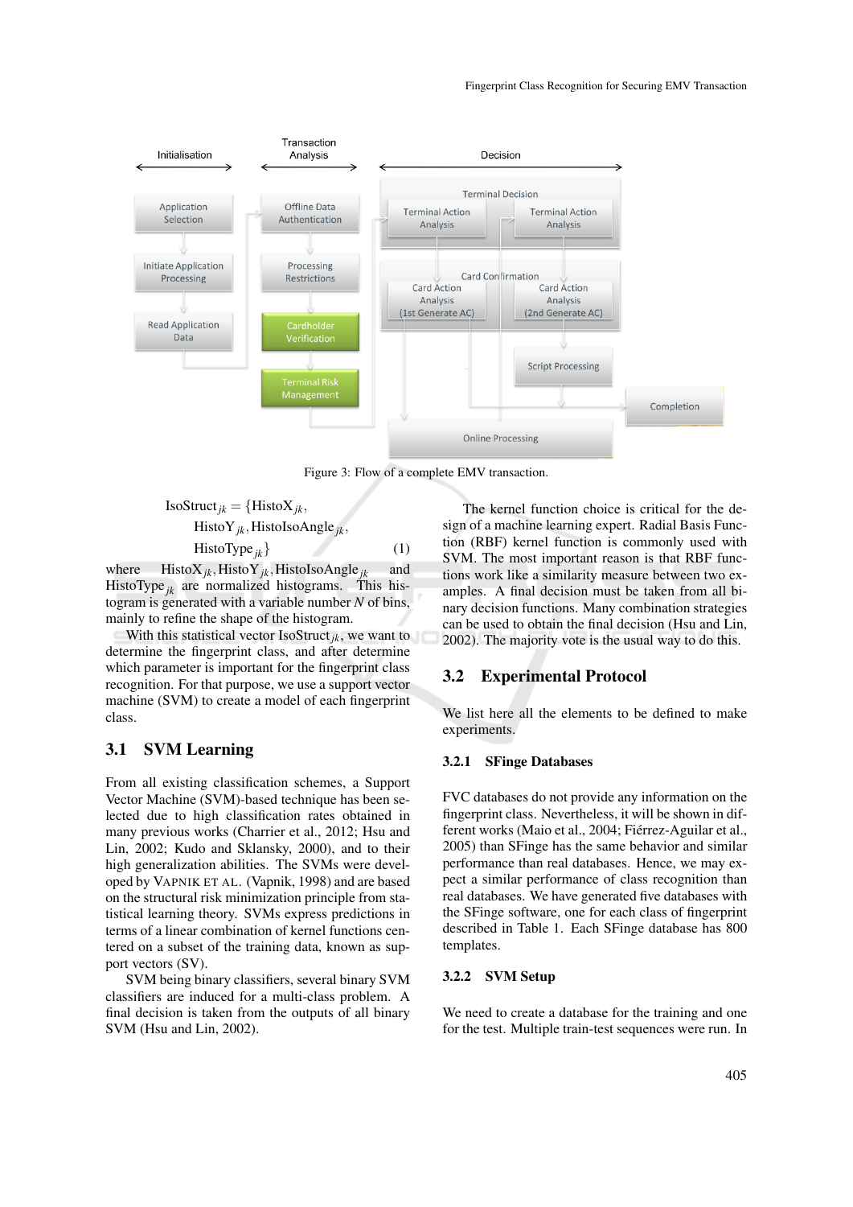Initialisation

Transaction Analysis

Decision

Application Selection

Initiate Application Processing

Read Application Data

Offline Data Authentication

Processing Restrictions

Cardholder Verification

Terminal Risk Management

Terminal Decision

Terminal Action Analysis

Terminal Action Analysis

Card Confirmation

Card Action Analysis (1st Generate AC)

Card Action Analysis (2nd Generate AC)

Script Processing

Completion

Online Processing

Figure 3: Flow of a complete EMV transaction.

$$\text{IsoStruct}_{jk} = \{\text{HistoX}_{jk}, \text{HistoY}_{jk}, \text{HistoIsoAngle}_{jk}, \text{HistoType}_{jk}\} \quad (1)$$

where $\text{HistoX}_{jk}, \text{HistoY}_{jk}, \text{HistoIsoAngle}_{jk}$ and $\text{HistoType}_{jk}$ are normalized histograms. This histogram is generated with a variable number $N$ of bins, mainly to refine the shape of the histogram.

With this statistical vector $\text{IsoStruct}_{jk}$, we want to determine the fingerprint class, and after determine which parameter is important for the fingerprint class recognition. For that purpose, we use a support vector machine (SVM) to create a model of each fingerprint class.

## 3.1 SVM Learning

From all existing classification schemes, a Support Vector Machine (SVM)-based technique has been selected due to high classification rates obtained in many previous works (Charrier et al., 2012; Hsu and Lin, 2002; Kudo and Sklansky, 2000), and to their high generalization abilities. The SVMs were developed by VAPNIK ET AL. (Vapnik, 1998) and are based on the structural risk minimization principle from statistical learning theory. SVMs express predictions in terms of a linear combination of kernel functions centered on a subset of the training data, known as support vectors (SV).

SVM being binary classifiers, several binary SVM classifiers are induced for a multi-class problem. A final decision is taken from the outputs of all binary SVM (Hsu and Lin, 2002).

The kernel function choice is critical for the design of a machine learning expert. Radial Basis Function (RBF) kernel function is commonly used with SVM. The most important reason is that RBF functions work like a similarity measure between two examples. A final decision must be taken from all binary decision functions. Many combination strategies can be used to obtain the final decision (Hsu and Lin, 2002). The majority vote is the usual way to do this.

## 3.2 Experimental Protocol

We list here all the elements to be defined to make experiments.

### 3.2.1 SFinge Databases

FVC databases do not provide any information on the fingerprint class. Nevertheless, it will be shown in different works (Maio et al., 2004; Fiérrez-Aguilar et al., 2005) than SFinge has the same behavior and similar performance than real databases. Hence, we may expect a similar performance of class recognition than real databases. We have generated five databases with the SFinge software, one for each class of fingerprint described in Table 1. Each SFinge database has 800 templates.

### 3.2.2 SVM Setup

We need to create a database for the training and one for the test. Multiple train-test sequences were run. In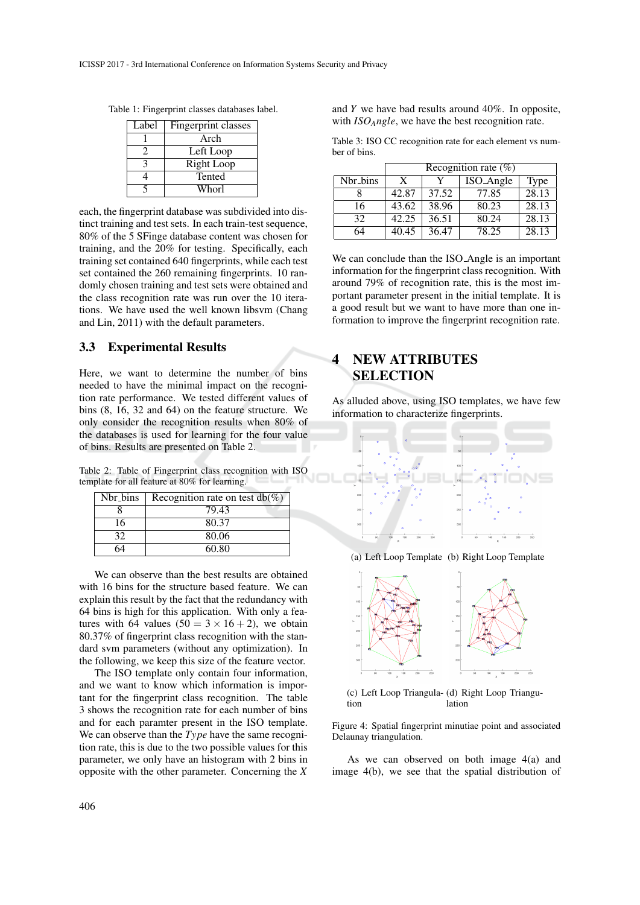Table 1: Fingerprint classes databases label.

| Label | Fingerprint classes |
|---|---|
| 1 | Arch |
| 2 | Left Loop |
| 3 | Right Loop |
| 4 | Tented |
| 5 | Whorl |

each, the fingerprint database was subdivided into distinct training and test sets. In each train-test sequence, 80% of the 5 SFinge database content was chosen for training, and the 20% for testing. Specifically, each training set contained 640 fingerprints, while each test set contained the 260 remaining fingerprints. 10 randomly chosen training and test sets were obtained and the class recognition rate was run over the 10 iterations. We have used the well known libsvm (Chang and Lin, 2011) with the default parameters.

### 3.3 Experimental Results

Here, we want to determine the number of bins needed to have the minimal impact on the recognition rate performance. We tested different values of bins (8, 16, 32 and 64) on the feature structure. We only consider the recognition results when 80% of the databases is used for learning for the four value of bins. Results are presented on Table 2.

Table 2: Table of Fingerprint class recognition with ISO template for all feature at 80% for learning.

| Nbr_bins | Recognition rate on test db(%) |
|---|---|
| 8 | 79.43 |
| 16 | 80.37 |
| 32 | 80.06 |
| 64 | 60.80 |

We can observe than the best results are obtained with 16 bins for the structure based feature. We can explain this result by the fact that the redundancy with 64 bins is high for this application. With only a features with 64 values ($50 = 3 \times 16 + 2$), we obtain 80.37% of fingerprint class recognition with the standard svm parameters (without any optimization). In the following, we keep this size of the feature vector.

The ISO template only contain four information, and we want to know which information is important for the fingerprint class recognition. The table 3 shows the recognition rate for each number of bins and for each paramter present in the ISO template. We can observe than the *Type* have the same recognition rate, this is due to the two possible values for this parameter, we only have an histogram with 2 bins in opposite with the other parameter. Concerning the *X* and *Y* we have bad results around 40%. In opposite, with $ISO_Angle$, we have the best recognition rate.

Table 3: ISO CC recognition rate for each element vs number of bins.

| | Recognition rate (%) | | | |
|---|---|---|---|---|
| Nbr_bins | X | Y | ISO_Angle | Type |
| 8 | 42.87 | 37.52 | 77.85 | 28.13 |
| 16 | 43.62 | 38.96 | 80.23 | 28.13 |
| 32 | 42.25 | 36.51 | 80.24 | 28.13 |
| 64 | 40.45 | 36.47 | 78.25 | 28.13 |

We can conclude than the ISO_Angle is an important information for the fingerprint class recognition. With around 79% of recognition rate, this is the most important parameter present in the initial template. It is a good result but we want to have more than one information to improve the fingerprint recognition rate.

## 4 NEW ATTRIBUTES SELECTION

As alluded above, using ISO templates, we have few information to characterize fingerprints.

(a) Left Loop Template (b) Right Loop Template

(c) Left Loop Triangulation (d) Right Loop Triangulation

Figure 4: Spatial fingerprint minutiae point and associated Delaunay triangulation.

As we can observed on both image 4(a) and image 4(b), we see that the spatial distribution of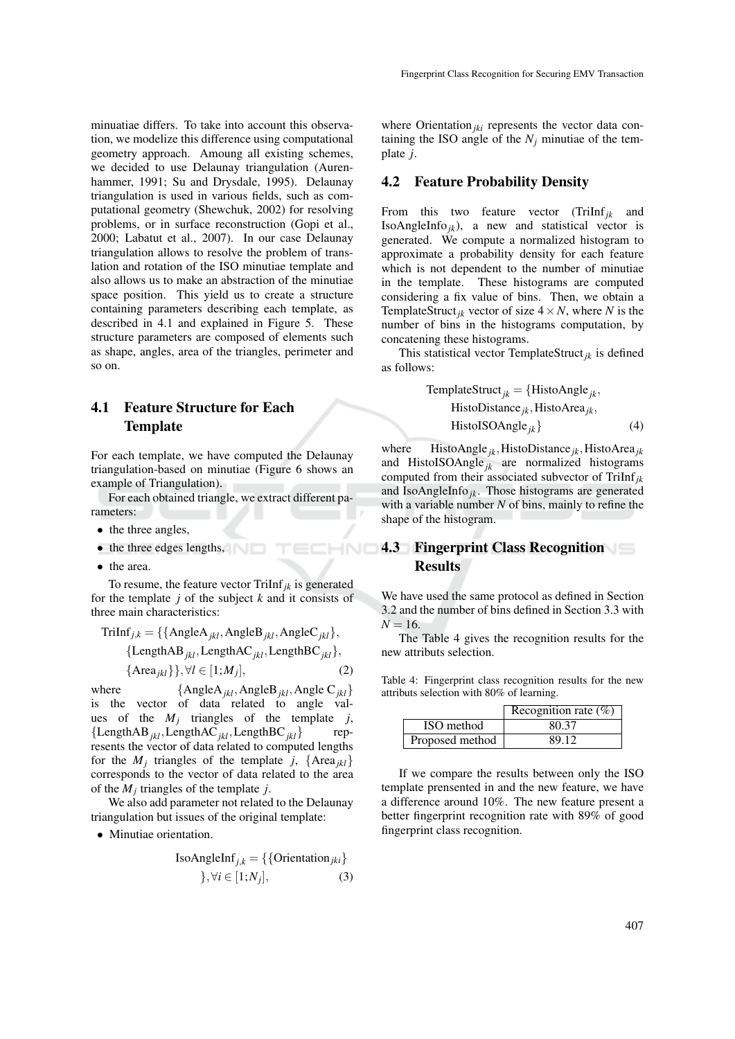minuatiae differs. To take into account this observation, we modelize this difference using computational geometry approach. Amoung all existing schemes, we decided to use Delaunay triangulation (Aurenhammer, 1991; Su and Drysdale, 1995). Delaunay triangulation is used in various fields, such as computational geometry (Shewchuk, 2002) for resolving problems, or in surface reconstruction (Gopi et al., 2000; Labatut et al., 2007). In our case Delaunay triangulation allows to resolve the problem of translation and rotation of the ISO minutiae template and also allows us to make an abstraction of the minutiae space position. This yield us to create a structure containing parameters describing each template, as described in 4.1 and explained in Figure 5. These structure parameters are composed of elements such as shape, angles, area of the triangles, perimeter and so on.

## 4.1 Feature Structure for Each Template

For each template, we have computed the Delaunay triangulation-based on minutiae (Figure 6 shows an example of Triangulation).

For each obtained triangle, we extract different parameters:

- the three angles,
- the three edges lengths,
- the area.

To resume, the feature vector $\text{TriInf}_{jk}$ is generated for the template $j$ of the subject $k$ and it consists of three main characteristics:

$$
\begin{aligned}
\text{TriInf}_{j,k} = \{ & \{\text{AngleA}_{jkl}, \text{AngleB}_{jkl}, \text{AngleC}_{jkl}\}, \\
& \{\text{LengthAB}_{jkl}, \text{LengthAC}_{jkl}, \text{LengthBC}_{jkl}\}, \\
& \{\text{Area}_{jkl}\}\}, \forall l \in [1; M_j],
\end{aligned} \tag{2}
$$

where $\{\text{AngleA}_{jkl}, \text{AngleB}_{jkl}, \text{Angle C}_{jkl}\}$ is the vector of data related to angle values of the $M_j$ triangles of the template $j$, $\{\text{LengthAB}_{jkl}, \text{LengthAC}_{jkl}, \text{LengthBC}_{jkl}\}$ represents the vector of data related to computed lengths for the $M_j$ triangles of the template $j$, $\{\text{Area}_{jkl}\}$ corresponds to the vector of data related to the area of the $M_j$ triangles of the template $j$.

We also add parameter not related to the Delaunay triangulation but issues of the original template:

- Minutiae orientation.

$$
\text{IsoAngleInf}_{j,k} = \{\{\text{Orientation}_{jki}\} \}, \forall i \in [1; N_j], \tag{3}
$$

where $\text{Orientation}_{jki}$ represents the vector data containing the ISO angle of the $N_j$ minutiae of the template $j$.

## 4.2 Feature Probability Density

From this two feature vector ($\text{TriInf}_{jk}$ and $\text{IsoAngleInfo}_{jk}$), a new and statistical vector is generated. We compute a normalized histogram to approximate a probability density for each feature which is not dependent to the number of minutiae in the template. These histograms are computed considering a fix value of bins. Then, we obtain a $\text{TemplateStruct}_{jk}$ vector of size $4 \times N$, where $N$ is the number of bins in the histograms computation, by concatening these histograms.

This statistical vector $\text{TemplateStruct}_{jk}$ is defined as follows:

$$
\begin{aligned}
\text{TemplateStruct}_{jk} = \{ & \text{HistoAngle}_{jk}, \\
& \text{HistoDistance}_{jk}, \text{HistoArea}_{jk}, \\
& \text{HistoISOAngle}_{jk}\}
\end{aligned} \tag{4}
$$

where $\text{HistoAngle}_{jk}, \text{HistoDistance}_{jk}, \text{HistoArea}_{jk}$ and $\text{HistoISOAngle}_{jk}$ are normalized histograms computed from their associated subvector of $\text{TriInf}_{jk}$ and $\text{IsoAngleInfo}_{jk}$. Those histograms are generated with a variable number $N$ of bins, mainly to refine the shape of the histogram.

## 4.3 Fingerprint Class Recognition Results

We have used the same protocol as defined in Section 3.2 and the number of bins defined in Section 3.3 with $N = 16$.

The Table 4 gives the recognition results for the new attributs selection.

Table 4: Fingerprint class recognition results for the new attributs selection with 80% of learning.

| | Recognition rate (%) |
|---|---|
| ISO method | 80.37 |
| Proposed method | 89.12 |

If we compare the results between only the ISO template prensented in and the new feature, we have a difference around 10%. The new feature present a better fingerprint recognition rate with 89% of good fingerprint class recognition.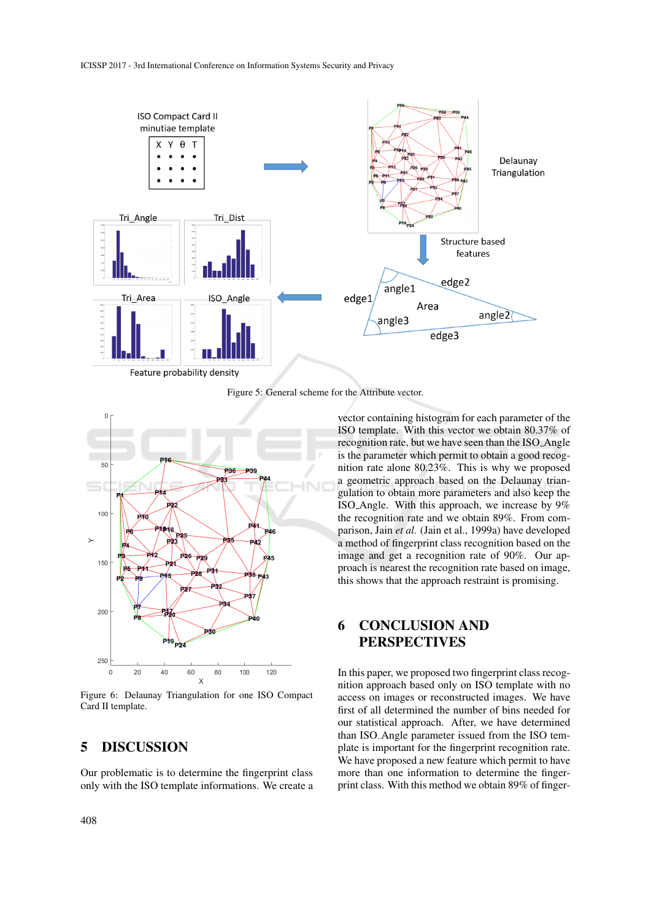ISO Compact Card II
minutiae template

X Y θ T

Delaunay
Triangulation

Structure based
features

edge1
angle1
edge2
Area
angle2
angle3
edge3

Tri_Angle
Tri_Dist
Tri_Area
ISO_Angle
Feature probability density

Figure 5: General scheme for the Attribute vector.

Figure 6: Delaunay Triangulation for one ISO Compact Card II template.

## 5 DISCUSSION

Our problematic is to determine the fingerprint class only with the ISO template informations. We create a vector containing histogram for each parameter of the ISO template. With this vector we obtain 80.37% of recognition rate, but we have seen than the ISO_Angle is the parameter which permit to obtain a good recognition rate alone 80.23%. This is why we proposed a geometric approach based on the Delaunay triangulation to obtain more parameters and also keep the ISO_Angle. With this approach, we increase by 9% the recognition rate and we obtain 89%. From comparison, Jain *et al.* (Jain et al., 1999a) have developed a method of fingerprint class recognition based on the image and get a recognition rate of 90%. Our approach is nearest the recognition rate based on image, this shows that the approach restraint is promising.

## 6 CONCLUSION AND PERSPECTIVES

In this paper, we proposed two fingerprint class recognition approach based only on ISO template with no access on images or reconstructed images. We have first of all determined the number of bins needed for our statistical approach. After, we have determined than ISO_Angle parameter issued from the ISO template is important for the fingerprint recognition rate. We have proposed a new feature which permit to have more than one information to determine the fingerprint class. With this method we obtain 89% of finger-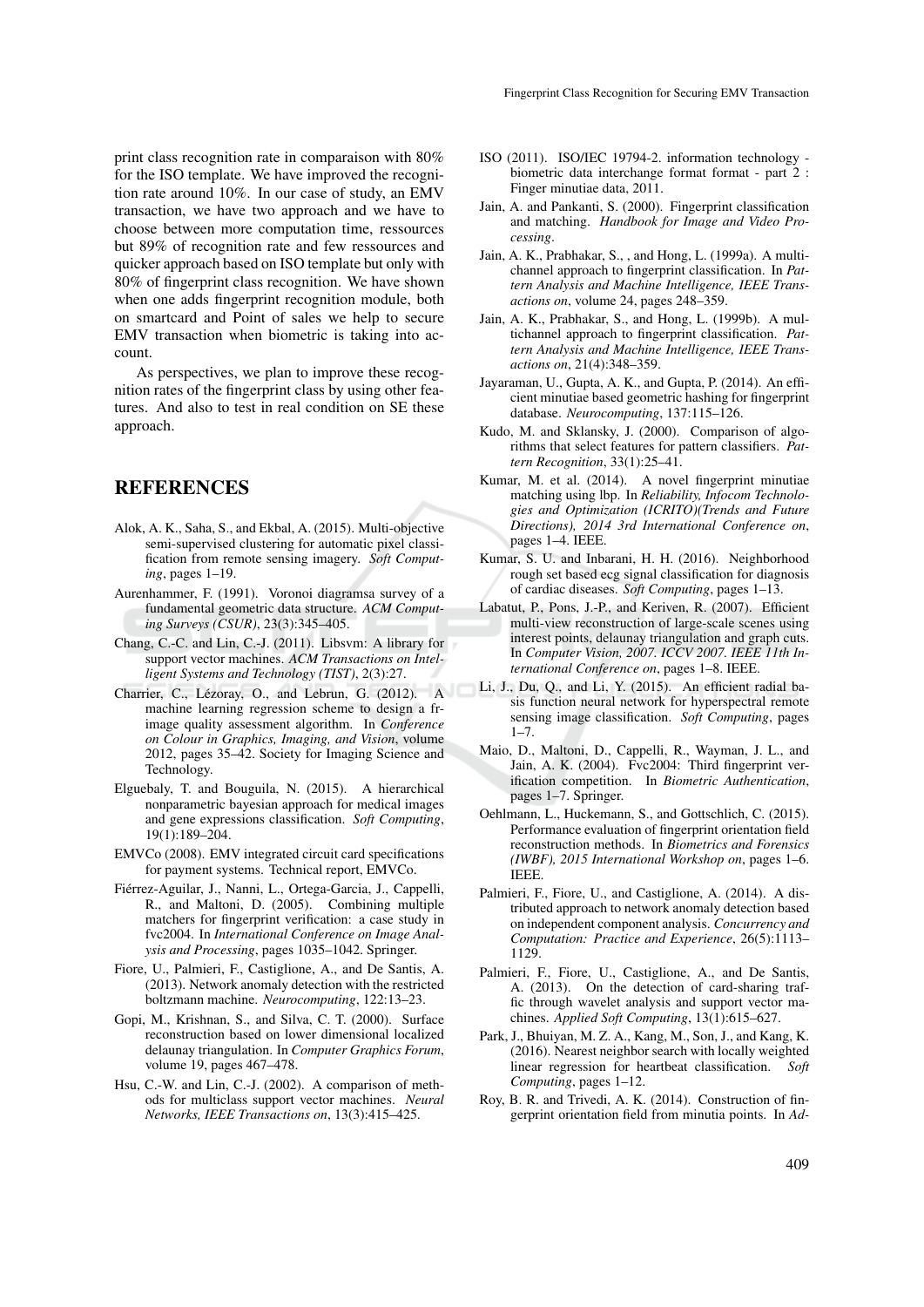print class recognition rate in comparaison with 80% for the ISO template. We have improved the recognition rate around 10%. In our case of study, an EMV transaction, we have two approach and we have to choose between more computation time, ressources but 89% of recognition rate and few ressources and quicker approach based on ISO template but only with 80% of fingerprint class recognition. We have shown when one adds fingerprint recognition module, both on smartcard and Point of sales we help to secure EMV transaction when biometric is taking into account.

As perspectives, we plan to improve these recognition rates of the fingerprint class by using other features. And also to test in real condition on SE these approach.

## REFERENCES

Alok, A. K., Saha, S., and Ekbal, A. (2015). Multi-objective semi-supervised clustering for automatic pixel classification from remote sensing imagery. *Soft Computing*, pages 1–19.

Aurenhammer, F. (1991). Voronoi diagramsa survey of a fundamental geometric data structure. *ACM Computing Surveys (CSUR)*, 23(3):345–405.

Chang, C.-C. and Lin, C.-J. (2011). Libsvm: A library for support vector machines. *ACM Transactions on Intelligent Systems and Technology (TIST)*, 2(3):27.

Charrier, C., Lézoray, O., and Lebrun, G. (2012). A machine learning regression scheme to design a fr-image quality assessment algorithm. In *Conference on Colour in Graphics, Imaging, and Vision*, volume 2012, pages 35–42. Society for Imaging Science and Technology.

Elguebaly, T. and Bouguila, N. (2015). A hierarchical nonparametric bayesian approach for medical images and gene expressions classification. *Soft Computing*, 19(1):189–204.

EMVCo (2008). EMV integrated circuit card specifications for payment systems. Technical report, EMVCo.

Fiérrez-Aguilar, J., Nanni, L., Ortega-Garcia, J., Cappelli, R., and Maltoni, D. (2005). Combining multiple matchers for fingerprint verification: a case study in fvc2004. In *International Conference on Image Analysis and Processing*, pages 1035–1042. Springer.

Fiore, U., Palmieri, F., Castiglione, A., and De Santis, A. (2013). Network anomaly detection with the restricted boltzmann machine. *Neurocomputing*, 122:13–23.

Gopi, M., Krishnan, S., and Silva, C. T. (2000). Surface reconstruction based on lower dimensional localized delaunay triangulation. In *Computer Graphics Forum*, volume 19, pages 467–478.

Hsu, C.-W. and Lin, C.-J. (2002). A comparison of methods for multiclass support vector machines. *Neural Networks, IEEE Transactions on*, 13(3):415–425.

ISO (2011). ISO/IEC 19794-2. information technology - biometric data interchange format format - part 2 : Finger minutiae data, 2011.

Jain, A. and Pankanti, S. (2000). Fingerprint classification and matching. *Handbook for Image and Video Processing*.

Jain, A. K., Prabhakar, S., , and Hong, L. (1999a). A multichannel approach to fingerprint classification. In *Pattern Analysis and Machine Intelligence, IEEE Transactions on*, volume 24, pages 248–359.

Jain, A. K., Prabhakar, S., and Hong, L. (1999b). A multichannel approach to fingerprint classification. *Pattern Analysis and Machine Intelligence, IEEE Transactions on*, 21(4):348–359.

Jayaraman, U., Gupta, A. K., and Gupta, P. (2014). An efficient minutiae based geometric hashing for fingerprint database. *Neurocomputing*, 137:115–126.

Kudo, M. and Sklansky, J. (2000). Comparison of algorithms that select features for pattern classifiers. *Pattern Recognition*, 33(1):25–41.

Kumar, M. et al. (2014). A novel fingerprint minutiae matching using lbp. In *Reliability, Infocom Technologies and Optimization (ICRITO)(Trends and Future Directions), 2014 3rd International Conference on*, pages 1–4. IEEE.

Kumar, S. U. and Inbarani, H. H. (2016). Neighborhood rough set based ecg signal classification for diagnosis of cardiac diseases. *Soft Computing*, pages 1–13.

Labatut, P., Pons, J.-P., and Keriven, R. (2007). Efficient multi-view reconstruction of large-scale scenes using interest points, delaunay triangulation and graph cuts. In *Computer Vision, 2007. ICCV 2007. IEEE 11th International Conference on*, pages 1–8. IEEE.

Li, J., Du, Q., and Li, Y. (2015). An efficient radial basis function neural network for hyperspectral remote sensing image classification. *Soft Computing*, pages 1–7.

Maio, D., Maltoni, D., Cappelli, R., Wayman, J. L., and Jain, A. K. (2004). Fvc2004: Third fingerprint verification competition. In *Biometric Authentication*, pages 1–7. Springer.

Oehlmann, L., Huckemann, S., and Gottschlich, C. (2015). Performance evaluation of fingerprint orientation field reconstruction methods. In *Biometrics and Forensics (IWBF), 2015 International Workshop on*, pages 1–6. IEEE.

Palmieri, F., Fiore, U., and Castiglione, A. (2014). A distributed approach to network anomaly detection based on independent component analysis. *Concurrency and Computation: Practice and Experience*, 26(5):1113–1129.

Palmieri, F., Fiore, U., Castiglione, A., and De Santis, A. (2013). On the detection of card-sharing traffic through wavelet analysis and support vector machines. *Applied Soft Computing*, 13(1):615–627.

Park, J., Bhuiyan, M. Z. A., Kang, M., Son, J., and Kang, K. (2016). Nearest neighbor search with locally weighted linear regression for heartbeat classification. *Soft Computing*, pages 1–12.

Roy, B. R. and Trivedi, A. K. (2014). Construction of fingerprint orientation field from minutia points. In *Ad-*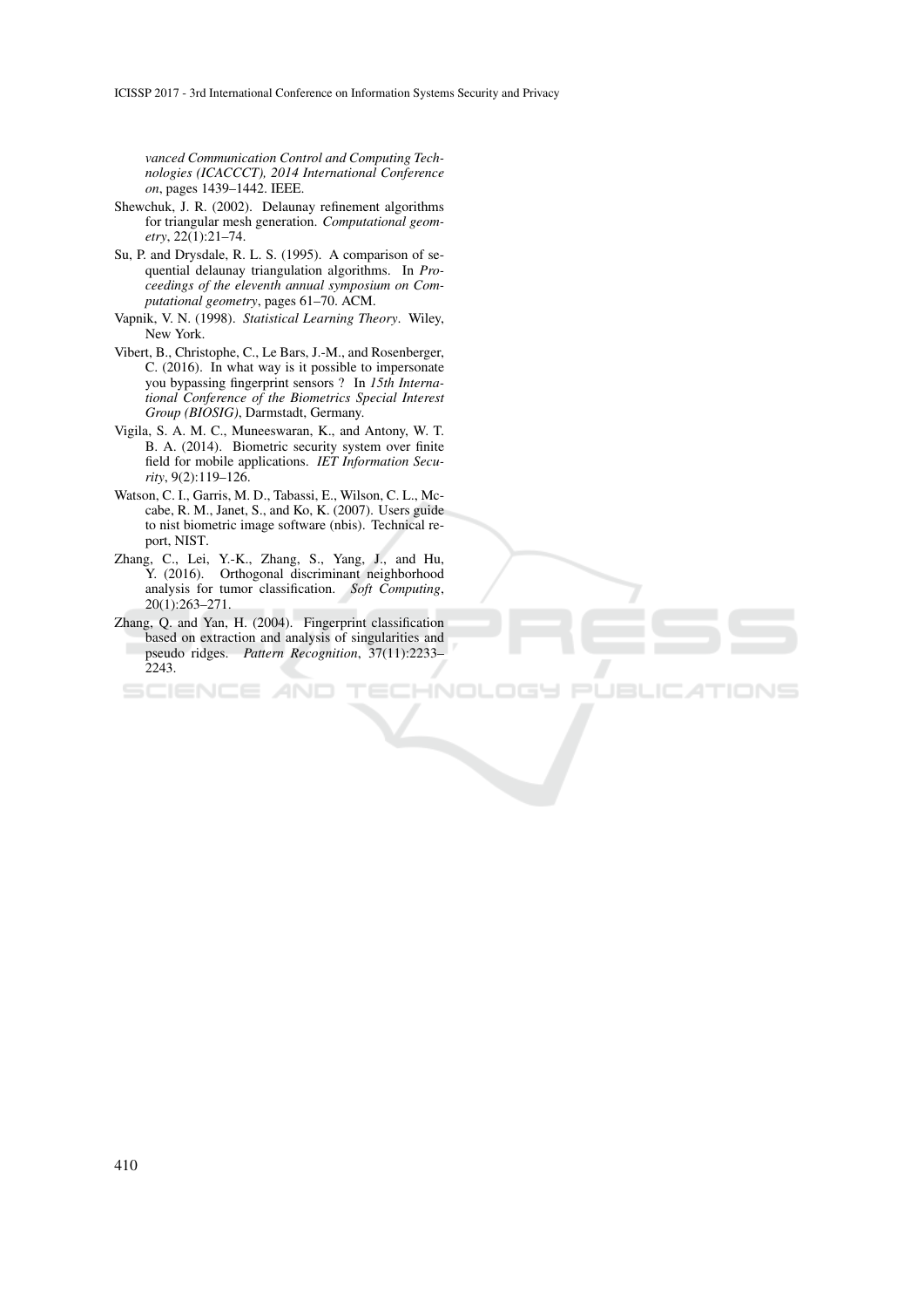*vanced Communication Control and Computing Technologies (ICACCCT), 2014 International Conference on*, pages 1439–1442. IEEE.

Shewchuk, J. R. (2002). Delaunay refinement algorithms for triangular mesh generation. *Computational geometry*, 22(1):21–74.

Su, P. and Drysdale, R. L. S. (1995). A comparison of sequential delaunay triangulation algorithms. In *Proceedings of the eleventh annual symposium on Computational geometry*, pages 61–70. ACM.

Vapnik, V. N. (1998). *Statistical Learning Theory*. Wiley, New York.

Vibert, B., Christophe, C., Le Bars, J.-M., and Rosenberger, C. (2016). In what way is it possible to impersonate you bypassing fingerprint sensors ? In *15th International Conference of the Biometrics Special Interest Group (BIOSIG)*, Darmstadt, Germany.

Vigila, S. A. M. C., Muneeswaran, K., and Antony, W. T. B. A. (2014). Biometric security system over finite field for mobile applications. *IET Information Security*, 9(2):119–126.

Watson, C. I., Garris, M. D., Tabassi, E., Wilson, C. L., Mccabe, R. M., Janet, S., and Ko, K. (2007). Users guide to nist biometric image software (nbis). Technical report, NIST.

Zhang, C., Lei, Y.-K., Zhang, S., Yang, J., and Hu, Y. (2016). Orthogonal discriminant neighborhood analysis for tumor classification. *Soft Computing*, 20(1):263–271.

Zhang, Q. and Yan, H. (2004). Fingerprint classification based on extraction and analysis of singularities and pseudo ridges. *Pattern Recognition*, 37(11):2233–2243.